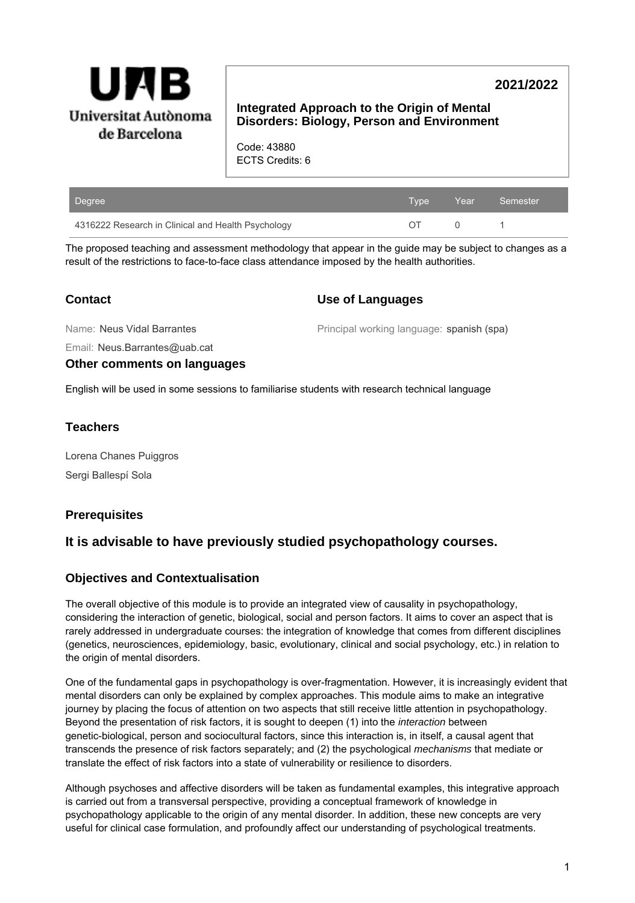UAB
Universitat Autònoma de Barcelona

**2021/2022**

**Integrated Approach to the Origin of Mental Disorders: Biology, Person and Environment**

Code: 43880
ECTS Credits: 6

| Degree | Type | Year | Semester |
|---|---|---|---|
| 4316222 Research in Clinical and Health Psychology | OT | 0 | 1 |

The proposed teaching and assessment methodology that appear in the guide may be subject to changes as a result of the restrictions to face-to-face class attendance imposed by the health authorities.

## Contact

Name: Neus Vidal Barrantes

Email: Neus.Barrantes@uab.cat

## Use of Languages

Principal working language: spanish (spa)

## Other comments on languages

English will be used in some sessions to familiarise students with research technical language

## Teachers

Lorena Chanes Puiggros

Sergi Ballespí Sola

## Prerequisites

### It is advisable to have previously studied psychopathology courses.

## Objectives and Contextualisation

The overall objective of this module is to provide an integrated view of causality in psychopathology, considering the interaction of genetic, biological, social and person factors. It aims to cover an aspect that is rarely addressed in undergraduate courses: the integration of knowledge that comes from different disciplines (genetics, neurosciences, epidemiology, basic, evolutionary, clinical and social psychology, etc.) in relation to the origin of mental disorders.

One of the fundamental gaps in psychopathology is over-fragmentation. However, it is increasingly evident that mental disorders can only be explained by complex approaches. This module aims to make an integrative journey by placing the focus of attention on two aspects that still receive little attention in psychopathology. Beyond the presentation of risk factors, it is sought to deepen (1) into the *interaction* between genetic-biological, person and sociocultural factors, since this interaction is, in itself, a causal agent that transcends the presence of risk factors separately; and (2) the psychological *mechanisms* that mediate or translate the effect of risk factors into a state of vulnerability or resilience to disorders.

Although psychoses and affective disorders will be taken as fundamental examples, this integrative approach is carried out from a transversal perspective, providing a conceptual framework of knowledge in psychopathology applicable to the origin of any mental disorder. In addition, these new concepts are very useful for clinical case formulation, and profoundly affect our understanding of psychological treatments.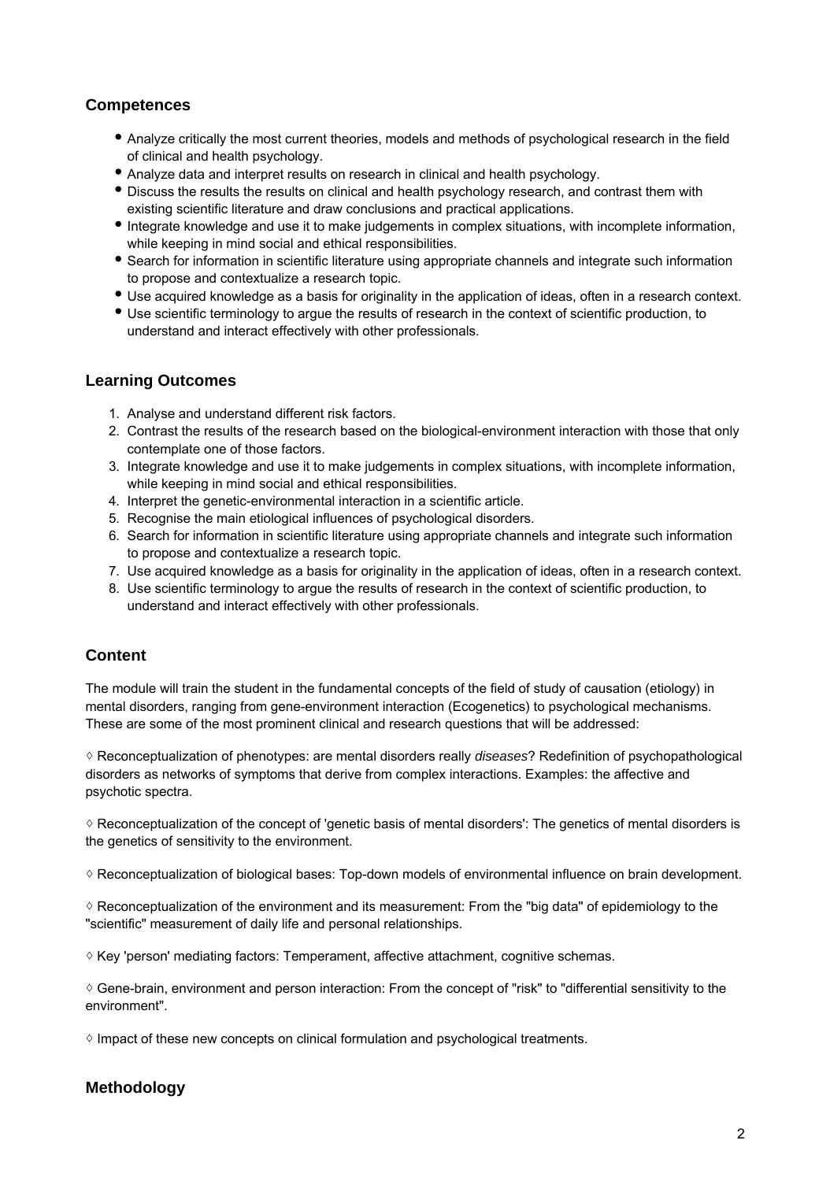## Competences

- Analyze critically the most current theories, models and methods of psychological research in the field of clinical and health psychology.
- Analyze data and interpret results on research in clinical and health psychology.
- Discuss the results the results on clinical and health psychology research, and contrast them with existing scientific literature and draw conclusions and practical applications.
- Integrate knowledge and use it to make judgements in complex situations, with incomplete information, while keeping in mind social and ethical responsibilities.
- Search for information in scientific literature using appropriate channels and integrate such information to propose and contextualize a research topic.
- Use acquired knowledge as a basis for originality in the application of ideas, often in a research context.
- Use scientific terminology to argue the results of research in the context of scientific production, to understand and interact effectively with other professionals.

## Learning Outcomes

1. Analyse and understand different risk factors.
2. Contrast the results of the research based on the biological-environment interaction with those that only contemplate one of those factors.
3. Integrate knowledge and use it to make judgements in complex situations, with incomplete information, while keeping in mind social and ethical responsibilities.
4. Interpret the genetic-environmental interaction in a scientific article.
5. Recognise the main etiological influences of psychological disorders.
6. Search for information in scientific literature using appropriate channels and integrate such information to propose and contextualize a research topic.
7. Use acquired knowledge as a basis for originality in the application of ideas, often in a research context.
8. Use scientific terminology to argue the results of research in the context of scientific production, to understand and interact effectively with other professionals.

## Content

The module will train the student in the fundamental concepts of the field of study of causation (etiology) in mental disorders, ranging from gene-environment interaction (Ecogenetics) to psychological mechanisms. These are some of the most prominent clinical and research questions that will be addressed:

◊ Reconceptualization of phenotypes: are mental disorders really *diseases*? Redefinition of psychopathological disorders as networks of symptoms that derive from complex interactions. Examples: the affective and psychotic spectra.

◊ Reconceptualization of the concept of 'genetic basis of mental disorders': The genetics of mental disorders is the genetics of sensitivity to the environment.

◊ Reconceptualization of biological bases: Top-down models of environmental influence on brain development.

◊ Reconceptualization of the environment and its measurement: From the "big data" of epidemiology to the "scientific" measurement of daily life and personal relationships.

◊ Key 'person' mediating factors: Temperament, affective attachment, cognitive schemas.

◊ Gene-brain, environment and person interaction: From the concept of "risk" to "differential sensitivity to the environment".

◊ Impact of these new concepts on clinical formulation and psychological treatments.

## Methodology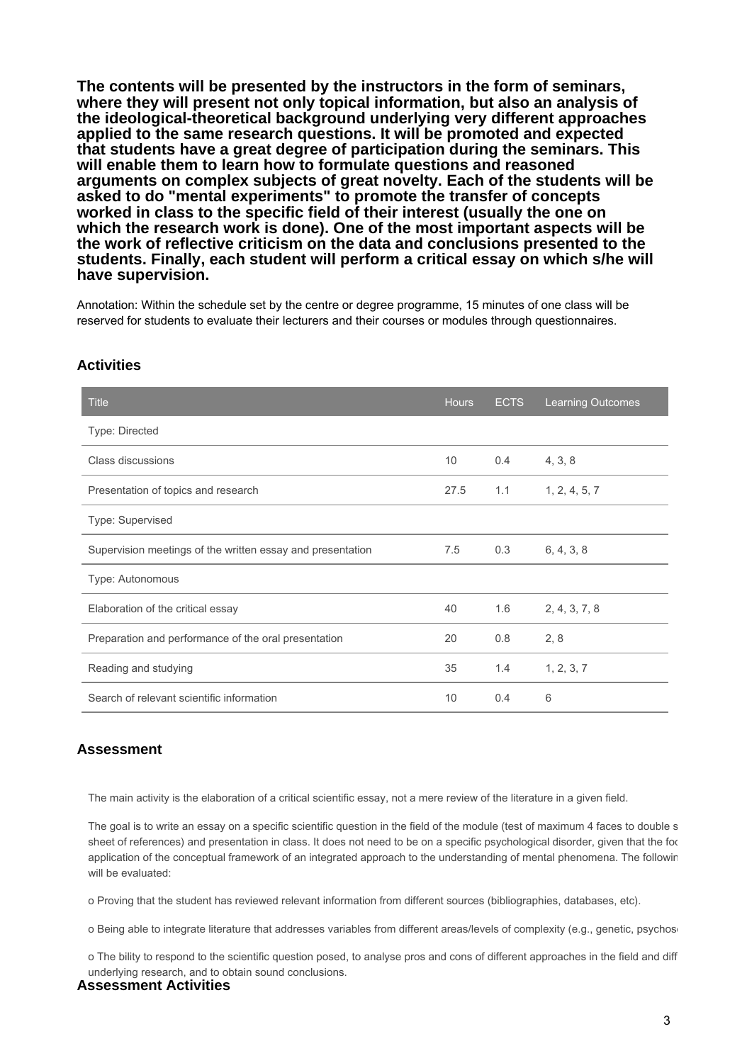**The contents will be presented by the instructors in the form of seminars, where they will present not only topical information, but also an analysis of the ideological-theoretical background underlying very different approaches applied to the same research questions. It will be promoted and expected that students have a great degree of participation during the seminars. This will enable them to learn how to formulate questions and reasoned arguments on complex subjects of great novelty. Each of the students will be asked to do "mental experiments" to promote the transfer of concepts worked in class to the specific field of their interest (usually the one on which the research work is done). One of the most important aspects will be the work of reflective criticism on the data and conclusions presented to the students. Finally, each student will perform a critical essay on which s/he will have supervision.**

Annotation: Within the schedule set by the centre or degree programme, 15 minutes of one class will be reserved for students to evaluate their lecturers and their courses or modules through questionnaires.

## Activities

| Title | Hours | ECTS | Learning Outcomes |
|---|---|---|---|
| Type: Directed | | | |
| Class discussions | 10 | 0.4 | 4, 3, 8 |
| Presentation of topics and research | 27.5 | 1.1 | 1, 2, 4, 5, 7 |
| Type: Supervised | | | |
| Supervision meetings of the written essay and presentation | 7.5 | 0.3 | 6, 4, 3, 8 |
| Type: Autonomous | | | |
| Elaboration of the critical essay | 40 | 1.6 | 2, 4, 3, 7, 8 |
| Preparation and performance of the oral presentation | 20 | 0.8 | 2, 8 |
| Reading and studying | 35 | 1.4 | 1, 2, 3, 7 |
| Search of relevant scientific information | 10 | 0.4 | 6 |

## Assessment

The main activity is the elaboration of a critical scientific essay, not a mere review of the literature in a given field.

The goal is to write an essay on a specific scientific question in the field of the module (test of maximum 4 faces to double s sheet of references) and presentation in class. It does not need to be on a specific psychological disorder, given that the foc application of the conceptual framework of an integrated approach to the understanding of mental phenomena. The followin will be evaluated:

o Proving that the student has reviewed relevant information from different sources (bibliographies, databases, etc).

o Being able to integrate literature that addresses variables from different areas/levels of complexity (e.g., genetic, psychos

o The bility to respond to the scientific question posed, to analyse pros and cons of different approaches in the field and diff underlying research, and to obtain sound conclusions.

## Assessment Activities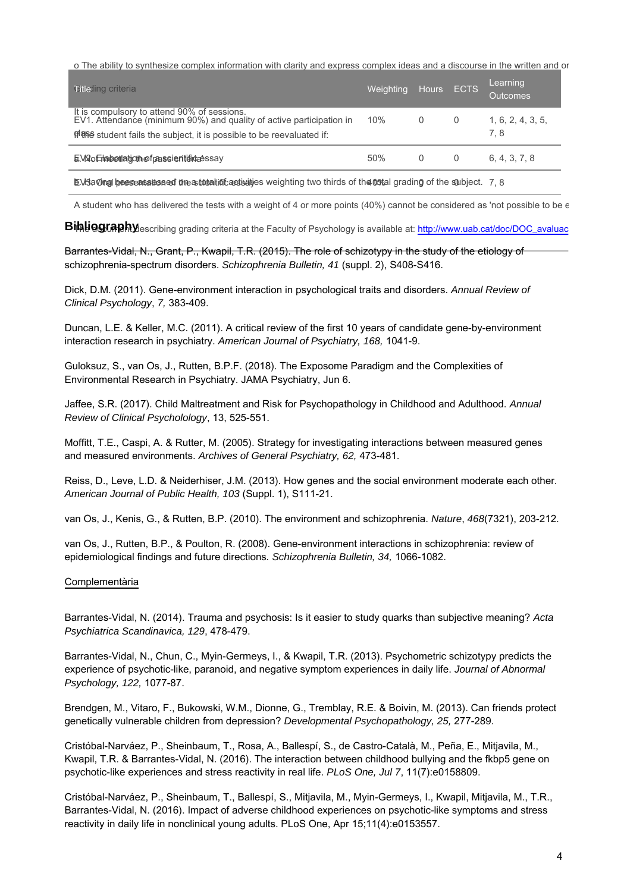o The ability to synthesize complex information with clarity and express complex ideas and a discourse in the written and or

| Title | Weighting | Hours | ECTS | Learning Outcomes |
|---|---|---|---|---|
| EV1. Attendance (minimum 90%) and quality of active participation in class | 10% | 0 | 0 | 1, 6, 2, 4, 3, 5, 7, 8 |
| EV2. Elaboration of a scientific essay | 50% | 0 | 0 | 6, 4, 3, 7, 8 |
| EV3. Oral presentation of the scientific essay | 40% | 0 | 0 | 7, 8 |

Grading criteria

It is compulsory to attend 90% of sessions.

If the student fails the subject, it is possible to be reevaluated if:

a. Not meeting the pass criteria

b. Having been assessed of a total of activities weighting two thirds of the total grading of the subject.

A student who has delivered the tests with a weight of 4 or more points (40%) cannot be considered as 'not possible to be e

The document describing grading criteria at the Faculty of Psychology is available at: http://www.uab.cat/doc/DOC_avaluac

## Bibliography

Barrantes-Vidal, N., Grant, P., Kwapil, T.R. (2015). The role of schizotypy in the study of the etiology of schizophrenia-spectrum disorders. *Schizophrenia Bulletin, 41* (suppl. 2), S408-S416.

Dick, D.M. (2011). Gene-environment interaction in psychological traits and disorders. *Annual Review of Clinical Psychology*, *7,* 383-409.

Duncan, L.E. & Keller, M.C. (2011). A critical review of the first 10 years of candidate gene-by-environment interaction research in psychiatry. *American Journal of Psychiatry, 168,* 1041-9.

Guloksuz, S., van Os, J., Rutten, B.P.F. (2018). The Exposome Paradigm and the Complexities of Environmental Research in Psychiatry. JAMA Psychiatry, Jun 6.

Jaffee, S.R. (2017). Child Maltreatment and Risk for Psychopathology in Childhood and Adulthood. *Annual Review of Clinical Psycholology*, 13, 525-551.

Moffitt, T.E., Caspi, A. & Rutter, M. (2005). Strategy for investigating interactions between measured genes and measured environments. *Archives of General Psychiatry, 62,* 473-481.

Reiss, D., Leve, L.D. & Neiderhiser, J.M. (2013). How genes and the social environment moderate each other. *American Journal of Public Health, 103* (Suppl. 1), S111-21.

van Os, J., Kenis, G., & Rutten, B.P. (2010). The environment and schizophrenia. *Nature*, *468*(7321), 203-212.

van Os, J., Rutten, B.P., & Poulton, R. (2008). Gene-environment interactions in schizophrenia: review of epidemiological findings and future directions*. Schizophrenia Bulletin, 34,* 1066-1082.

Complementària

Barrantes-Vidal, N. (2014). Trauma and psychosis: Is it easier to study quarks than subjective meaning? *Acta Psychiatrica Scandinavica, 129*, 478-479.

Barrantes-Vidal, N., Chun, C., Myin-Germeys, I., & Kwapil, T.R. (2013). Psychometric schizotypy predicts the experience of psychotic-like, paranoid, and negative symptom experiences in daily life. *Journal of Abnormal Psychology, 122,* 1077-87.

Brendgen, M., Vitaro, F., Bukowski, W.M., Dionne, G., Tremblay, R.E. & Boivin, M. (2013). Can friends protect genetically vulnerable children from depression? *Developmental Psychopathology, 25,* 277-289.

Cristóbal-Narváez, P., Sheinbaum, T., Rosa, A., Ballespí, S., de Castro-Català, M., Peña, E., Mitjavila, M., Kwapil, T.R. & Barrantes-Vidal, N. (2016). The interaction between childhood bullying and the fkbp5 gene on psychotic-like experiences and stress reactivity in real life. *PLoS One, Jul 7*, 11(7):e0158809.

Cristóbal-Narváez, P., Sheinbaum, T., Ballespí, S., Mitjavila, M., Myin-Germeys, I., Kwapil, Mitjavila, M., T.R., Barrantes-Vidal, N. (2016). Impact of adverse childhood experiences on psychotic-like symptoms and stress reactivity in daily life in nonclinical young adults. PLoS One, Apr 15;11(4):e0153557.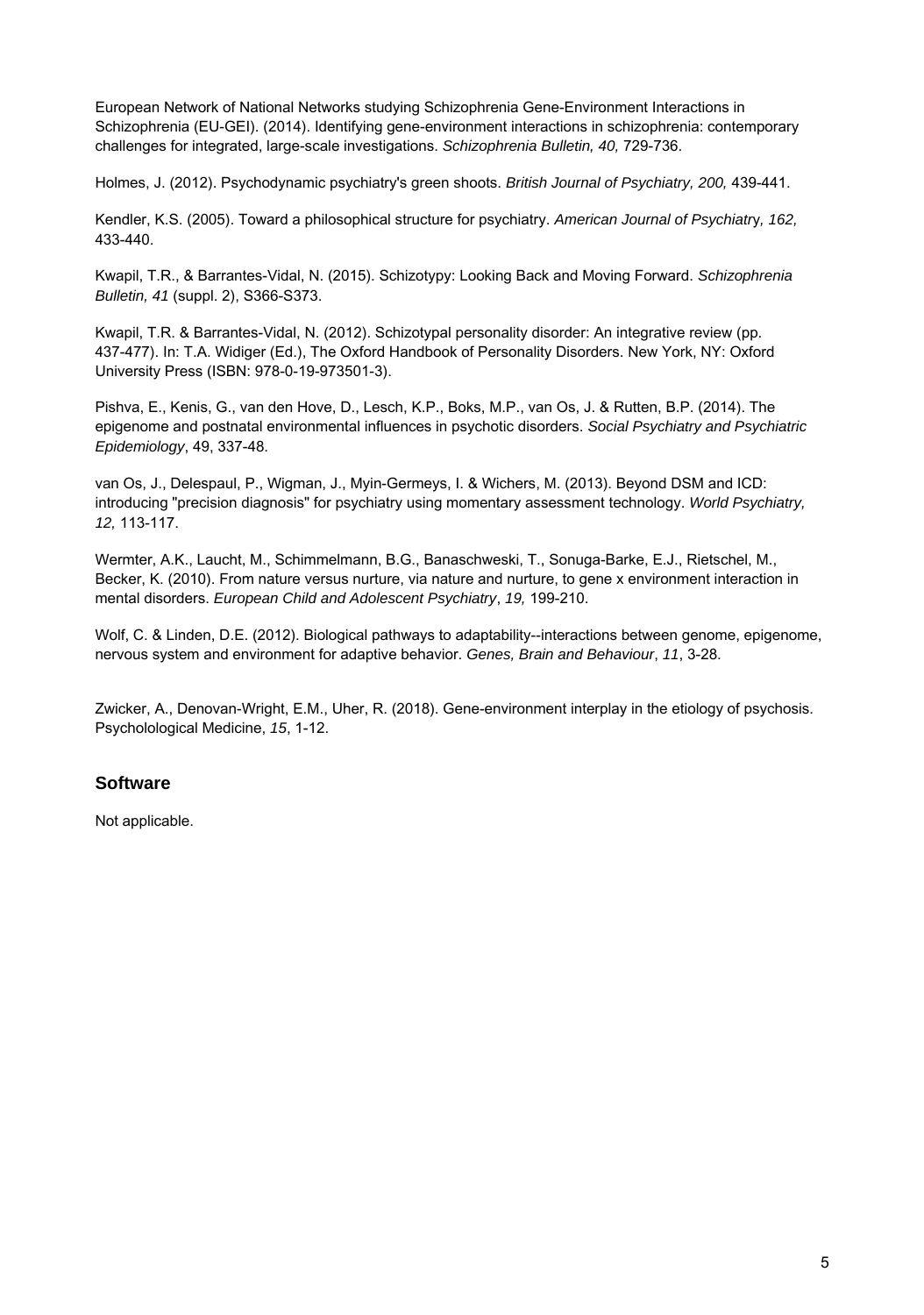European Network of National Networks studying Schizophrenia Gene-Environment Interactions in Schizophrenia (EU-GEI). (2014). Identifying gene-environment interactions in schizophrenia: contemporary challenges for integrated, large-scale investigations. *Schizophrenia Bulletin, 40,* 729-736.

Holmes, J. (2012). Psychodynamic psychiatry's green shoots. *British Journal of Psychiatry, 200,* 439-441.

Kendler, K.S. (2005). Toward a philosophical structure for psychiatry. *American Journal of Psychiatry, 162,* 433-440.

Kwapil, T.R., & Barrantes-Vidal, N. (2015). Schizotypy: Looking Back and Moving Forward. *Schizophrenia Bulletin, 41* (suppl. 2), S366-S373.

Kwapil, T.R. & Barrantes-Vidal, N. (2012). Schizotypal personality disorder: An integrative review (pp. 437-477). In: T.A. Widiger (Ed.), The Oxford Handbook of Personality Disorders. New York, NY: Oxford University Press (ISBN: 978-0-19-973501-3).

Pishva, E., Kenis, G., van den Hove, D., Lesch, K.P., Boks, M.P., van Os, J. & Rutten, B.P. (2014). The epigenome and postnatal environmental influences in psychotic disorders. *Social Psychiatry and Psychiatric Epidemiology*, 49, 337-48.

van Os, J., Delespaul, P., Wigman, J., Myin-Germeys, I. & Wichers, M. (2013). Beyond DSM and ICD: introducing "precision diagnosis" for psychiatry using momentary assessment technology. *World Psychiatry, 12,* 113-117.

Wermter, A.K., Laucht, M., Schimmelmann, B.G., Banaschweski, T., Sonuga-Barke, E.J., Rietschel, M., Becker, K. (2010). From nature versus nurture, via nature and nurture, to gene x environment interaction in mental disorders. *European Child and Adolescent Psychiatry*, *19,* 199-210.

Wolf, C. & Linden, D.E. (2012). Biological pathways to adaptability--interactions between genome, epigenome, nervous system and environment for adaptive behavior. *Genes, Brain and Behaviour*, *11*, 3-28.

Zwicker, A., Denovan-Wright, E.M., Uher, R. (2018). Gene-environment interplay in the etiology of psychosis. Psycholological Medicine, *15*, 1-12.

## Software

Not applicable.